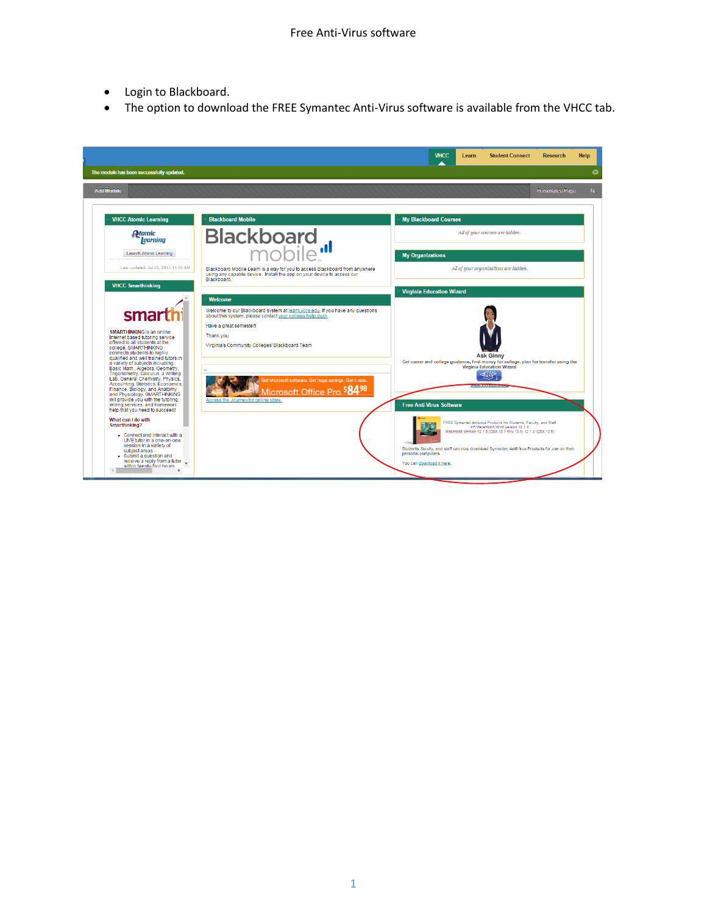# Free Anti-Virus software

- Login to Blackboard.
- The option to download the FREE Symantec Anti-Virus software is available from the VHCC tab.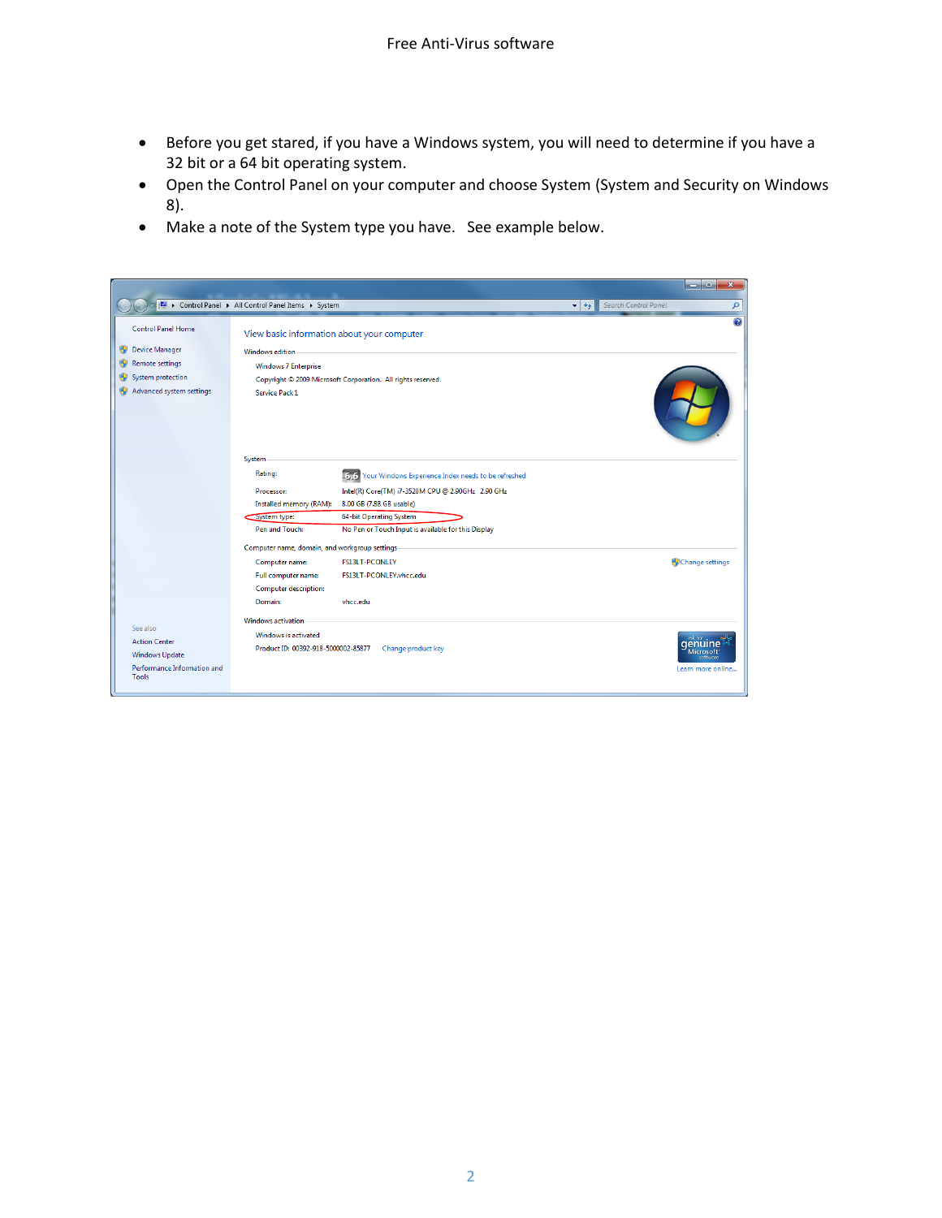- Before you get stared, if you have a Windows system, you will need to determine if you have a 32 bit or a 64 bit operating system.
- Open the Control Panel on your computer and choose System (System and Security on Windows 8).
- Make a note of the System type you have.   See example below.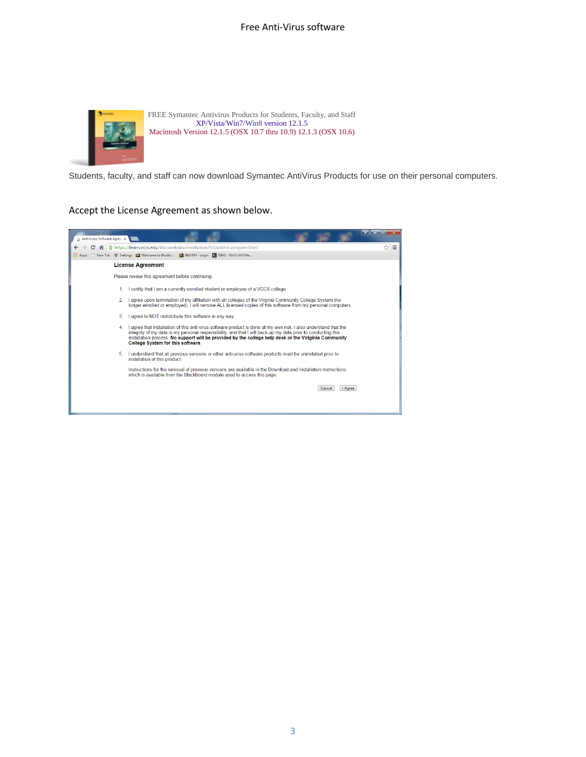# Free Anti-Virus software

FREE Symantec Antivirus Products for Students, Faculty, and Staff
XP/Vista/Win7/Win8 version 12.1.5
Macintosh Version 12.1.5 (OSX 10.7 thru 10.9) 12.1.3 (OSX 10.6)

Students, faculty, and staff can now download Symantec AntiVirus Products for use on their personal computers.

Accept the License Agreement as shown below.

**License Agreement**

Please review this agreement before continuing.

1. I certify that I am a currently enrolled student or employee of a VCCS college.
2. I agree upon termination of my affiliation with all colleges of the Virginia Community College System (no longer enrolled or employed), I will remove ALL licensed copies of this software from my personal computers.
3. I agree to NOT redistribute this software in any way.
4. I agree that installation of this anti-virus software product is done at my own risk. I also understand that the integrity of my data is my personal responsibility, and that I will back-up my data prior to conducting this installation process. **No support will be provided by the college help desk or the Virginia Community College System for this software.**
5. I understand that all previous versions or other anti-virus software products must be uninstalled prior to installation of this product.

Instructions for the removal of previous versions are available in the Download and Installation Instructions which is available from the Blackboard module used to access this page.

Cancel | I Agree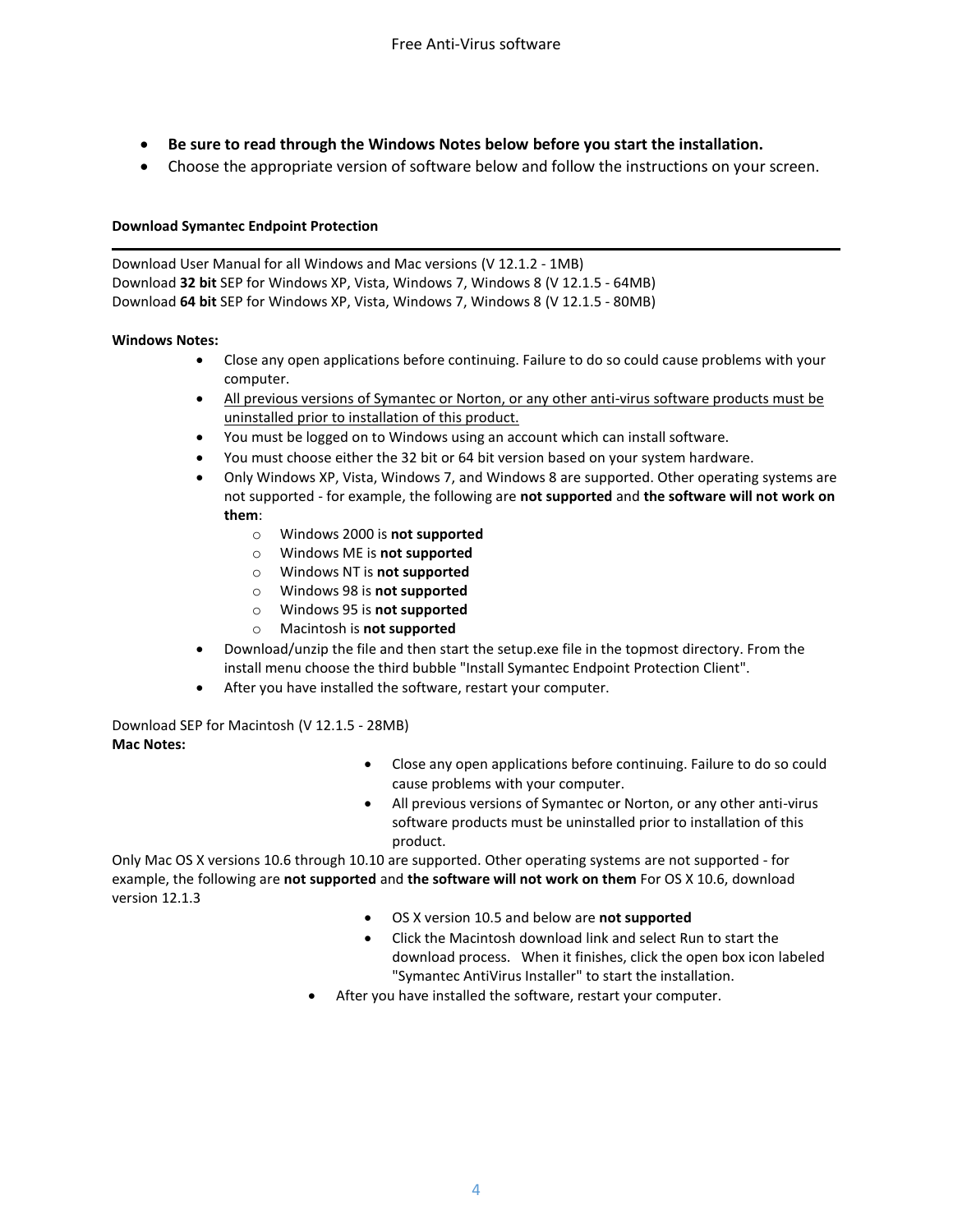- **Be sure to read through the Windows Notes below before you start the installation.**
- Choose the appropriate version of software below and follow the instructions on your screen.

**Download Symantec Endpoint Protection**

---

Download User Manual for all Windows and Mac versions (V 12.1.2 - 1MB)
Download **32 bit** SEP for Windows XP, Vista, Windows 7, Windows 8 (V 12.1.5 - 64MB)
Download **64 bit** SEP for Windows XP, Vista, Windows 7, Windows 8 (V 12.1.5 - 80MB)

**Windows Notes:**

- Close any open applications before continuing. Failure to do so could cause problems with your computer.
- <u>All previous versions of Symantec or Norton, or any other anti-virus software products must be uninstalled prior to installation of this product.</u>
- You must be logged on to Windows using an account which can install software.
- You must choose either the 32 bit or 64 bit version based on your system hardware.
- Only Windows XP, Vista, Windows 7, and Windows 8 are supported. Other operating systems are not supported - for example, the following are **not supported** and **the software will not work on them**:
  - Windows 2000 is **not supported**
  - Windows ME is **not supported**
  - Windows NT is **not supported**
  - Windows 98 is **not supported**
  - Windows 95 is **not supported**
  - Macintosh is **not supported**
- Download/unzip the file and then start the setup.exe file in the topmost directory. From the install menu choose the third bubble "Install Symantec Endpoint Protection Client".
- After you have installed the software, restart your computer.

Download SEP for Macintosh (V 12.1.5 - 28MB)
**Mac Notes:**

- Close any open applications before continuing. Failure to do so could cause problems with your computer.
- All previous versions of Symantec or Norton, or any other anti-virus software products must be uninstalled prior to installation of this product.

Only Mac OS X versions 10.6 through 10.10 are supported. Other operating systems are not supported - for example, the following are **not supported** and **the software will not work on them** For OS X 10.6, download version 12.1.3

- OS X version 10.5 and below are **not supported**
- Click the Macintosh download link and select Run to start the download process. When it finishes, click the open box icon labeled "Symantec AntiVirus Installer" to start the installation.
- After you have installed the software, restart your computer.